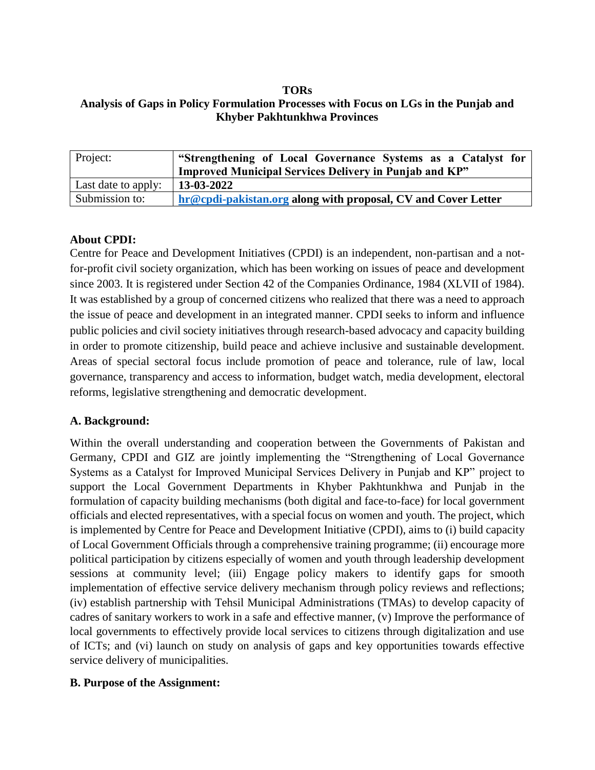**TORs**

**Analysis of Gaps in Policy Formulation Processes with Focus on LGs in the Punjab and Khyber Pakhtunkhwa Provinces**

| Project: | **"Strengthening of Local Governance Systems as a Catalyst for Improved Municipal Services Delivery in Punjab and KP"** |
|---|---|
| Last date to apply: | **13-03-2022** |
| Submission to: | **hr@cpdi-pakistan.org along with proposal, CV and Cover Letter** |

**About CPDI:**

Centre for Peace and Development Initiatives (CPDI) is an independent, non-partisan and a not-for-profit civil society organization, which has been working on issues of peace and development since 2003. It is registered under Section 42 of the Companies Ordinance, 1984 (XLVII of 1984). It was established by a group of concerned citizens who realized that there was a need to approach the issue of peace and development in an integrated manner. CPDI seeks to inform and influence public policies and civil society initiatives through research-based advocacy and capacity building in order to promote citizenship, build peace and achieve inclusive and sustainable development. Areas of special sectoral focus include promotion of peace and tolerance, rule of law, local governance, transparency and access to information, budget watch, media development, electoral reforms, legislative strengthening and democratic development.

**A. Background:**

Within the overall understanding and cooperation between the Governments of Pakistan and Germany, CPDI and GIZ are jointly implementing the "Strengthening of Local Governance Systems as a Catalyst for Improved Municipal Services Delivery in Punjab and KP" project to support the Local Government Departments in Khyber Pakhtunkhwa and Punjab in the formulation of capacity building mechanisms (both digital and face-to-face) for local government officials and elected representatives, with a special focus on women and youth. The project, which is implemented by Centre for Peace and Development Initiative (CPDI), aims to (i) build capacity of Local Government Officials through a comprehensive training programme; (ii) encourage more political participation by citizens especially of women and youth through leadership development sessions at community level; (iii) Engage policy makers to identify gaps for smooth implementation of effective service delivery mechanism through policy reviews and reflections; (iv) establish partnership with Tehsil Municipal Administrations (TMAs) to develop capacity of cadres of sanitary workers to work in a safe and effective manner, (v) Improve the performance of local governments to effectively provide local services to citizens through digitalization and use of ICTs; and (vi) launch on study on analysis of gaps and key opportunities towards effective service delivery of municipalities.

**B. Purpose of the Assignment:**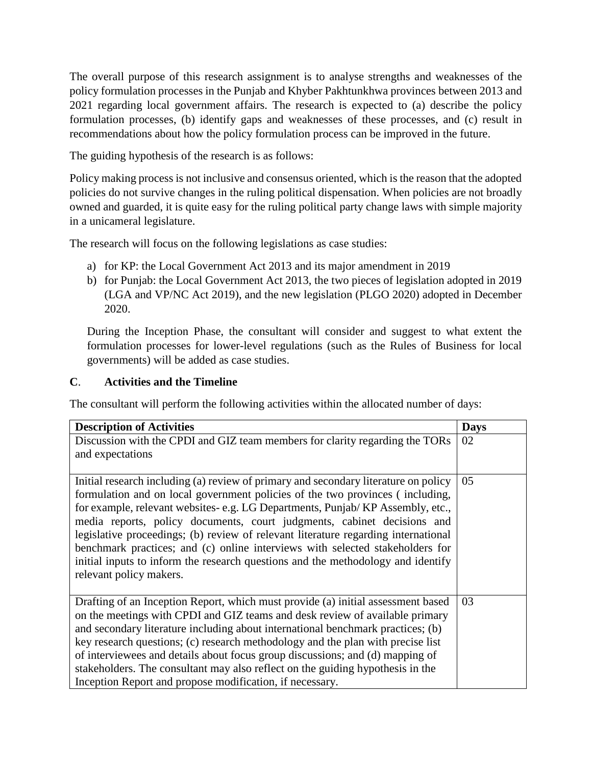The overall purpose of this research assignment is to analyse strengths and weaknesses of the policy formulation processes in the Punjab and Khyber Pakhtunkhwa provinces between 2013 and 2021 regarding local government affairs. The research is expected to (a) describe the policy formulation processes, (b) identify gaps and weaknesses of these processes, and (c) result in recommendations about how the policy formulation process can be improved in the future.

The guiding hypothesis of the research is as follows:

Policy making process is not inclusive and consensus oriented, which is the reason that the adopted policies do not survive changes in the ruling political dispensation. When policies are not broadly owned and guarded, it is quite easy for the ruling political party change laws with simple majority in a unicameral legislature.

The research will focus on the following legislations as case studies:

a) for KP: the Local Government Act 2013 and its major amendment in 2019
b) for Punjab: the Local Government Act 2013, the two pieces of legislation adopted in 2019 (LGA and VP/NC Act 2019), and the new legislation (PLGO 2020) adopted in December 2020.

During the Inception Phase, the consultant will consider and suggest to what extent the formulation processes for lower-level regulations (such as the Rules of Business for local governments) will be added as case studies.

## C. Activities and the Timeline

The consultant will perform the following activities within the allocated number of days:

| Description of Activities | Days |
|---|---|
| Discussion with the CPDI and GIZ team members for clarity regarding the TORs and expectations | 02 |
| Initial research including (a) review of primary and secondary literature on policy formulation and on local government policies of the two provinces ( including, for example, relevant websites- e.g. LG Departments, Punjab/ KP Assembly, etc., media reports, policy documents, court judgments, cabinet decisions and legislative proceedings; (b) review of relevant literature regarding international benchmark practices; and (c) online interviews with selected stakeholders for initial inputs to inform the research questions and the methodology and identify relevant policy makers. | 05 |
| Drafting of an Inception Report, which must provide (a) initial assessment based on the meetings with CPDI and GIZ teams and desk review of available primary and secondary literature including about international benchmark practices; (b) key research questions; (c) research methodology and the plan with precise list of interviewees and details about focus group discussions; and (d) mapping of stakeholders. The consultant may also reflect on the guiding hypothesis in the Inception Report and propose modification, if necessary. | 03 |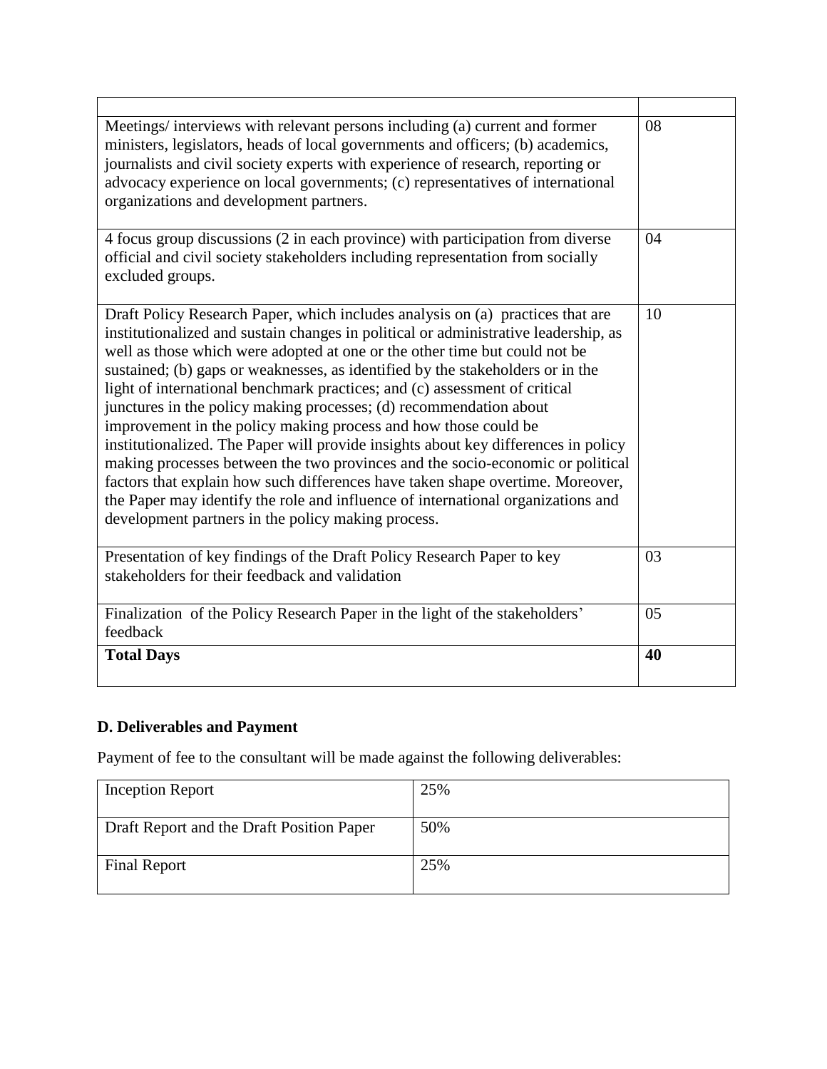| | |
|---|---|
| Meetings/ interviews with relevant persons including (a) current and former ministers, legislators, heads of local governments and officers; (b) academics, journalists and civil society experts with experience of research, reporting or advocacy experience on local governments; (c) representatives of international organizations and development partners. | 08 |
| 4 focus group discussions (2 in each province) with participation from diverse official and civil society stakeholders including representation from socially excluded groups. | 04 |
| Draft Policy Research Paper, which includes analysis on (a) practices that are institutionalized and sustain changes in political or administrative leadership, as well as those which were adopted at one or the other time but could not be sustained; (b) gaps or weaknesses, as identified by the stakeholders or in the light of international benchmark practices; and (c) assessment of critical junctures in the policy making processes; (d) recommendation about improvement in the policy making process and how those could be institutionalized. The Paper will provide insights about key differences in policy making processes between the two provinces and the socio-economic or political factors that explain how such differences have taken shape overtime. Moreover, the Paper may identify the role and influence of international organizations and development partners in the policy making process. | 10 |
| Presentation of key findings of the Draft Policy Research Paper to key stakeholders for their feedback and validation | 03 |
| Finalization of the Policy Research Paper in the light of the stakeholders' feedback | 05 |
| **Total Days** | **40** |

## D. Deliverables and Payment

Payment of fee to the consultant will be made against the following deliverables:

| | |
|---|---|
| Inception Report | 25% |
| Draft Report and the Draft Position Paper | 50% |
| Final Report | 25% |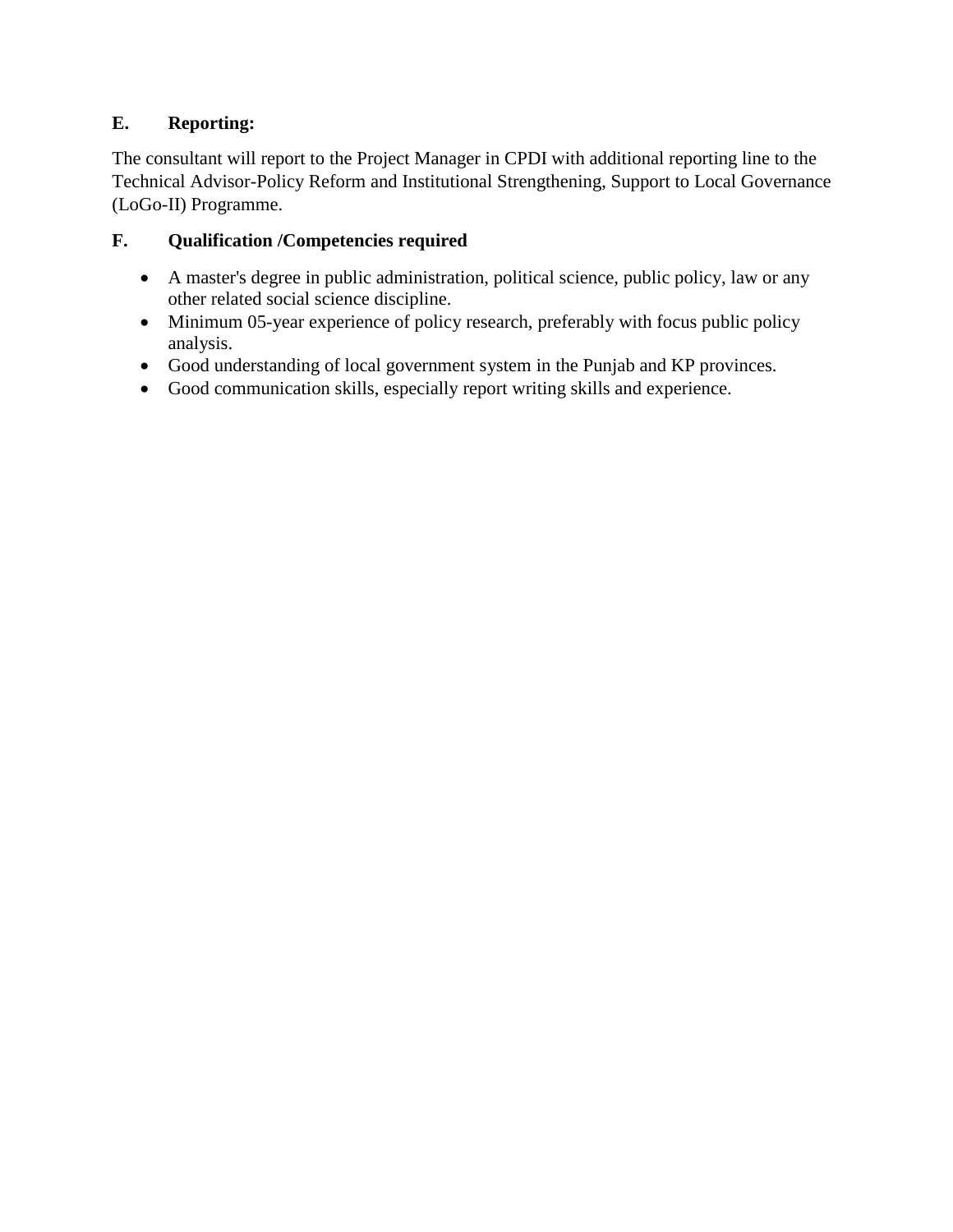## E. Reporting:

The consultant will report to the Project Manager in CPDI with additional reporting line to the Technical Advisor-Policy Reform and Institutional Strengthening, Support to Local Governance (LoGo-II) Programme.

## F. Qualification /Competencies required

- A master's degree in public administration, political science, public policy, law or any other related social science discipline.
- Minimum 05-year experience of policy research, preferably with focus public policy analysis.
- Good understanding of local government system in the Punjab and KP provinces.
- Good communication skills, especially report writing skills and experience.